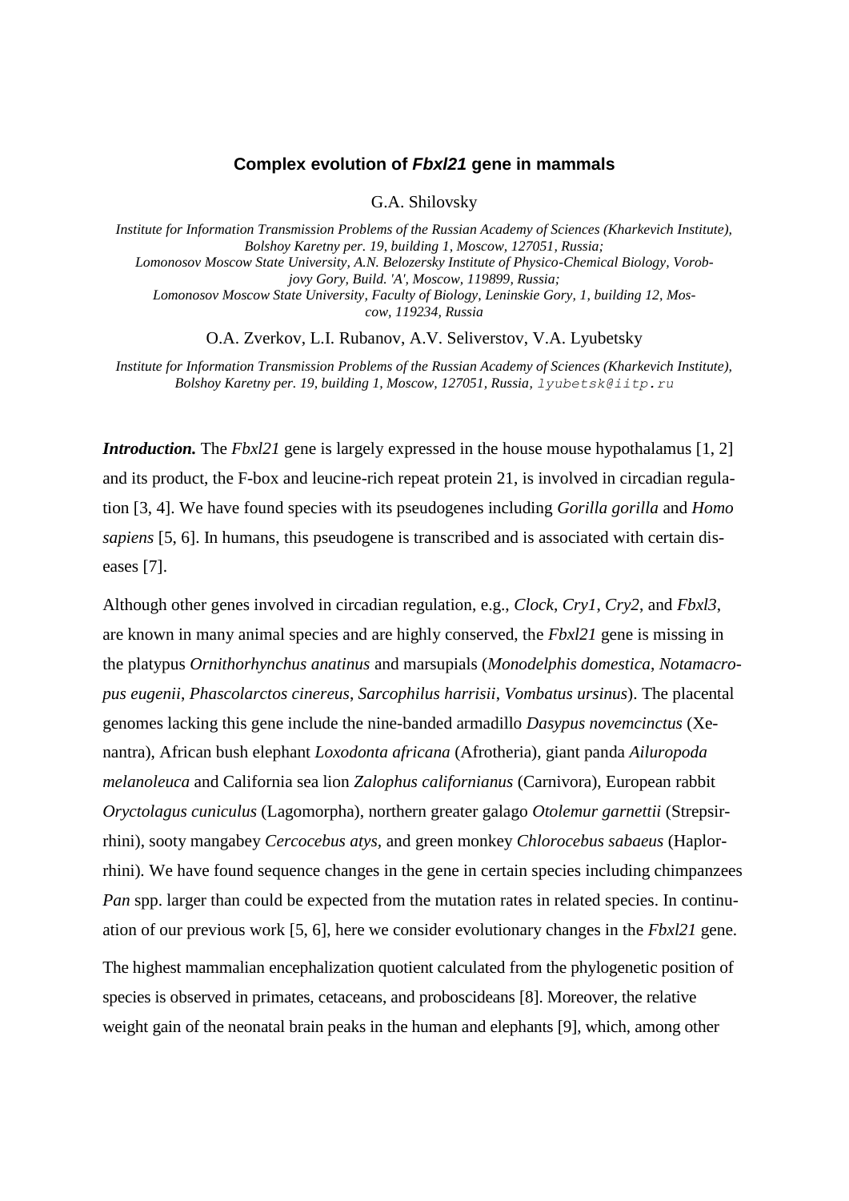# Complex evolution of *Fbxl21* gene in mammals

G.A. Shilovsky

*Institute for Information Transmission Problems of the Russian Academy of Sciences (Kharkevich Institute), Bolshoy Karetny per. 19, building 1, Moscow, 127051, Russia;*
*Lomonosov Moscow State University, A.N. Belozersky Institute of Physico-Chemical Biology, Vorobjovy Gory, Build. 'A', Moscow, 119899, Russia;*
*Lomonosov Moscow State University, Faculty of Biology, Leninskie Gory, 1, building 12, Moscow, 119234, Russia*

O.A. Zverkov, L.I. Rubanov, A.V. Seliverstov, V.A. Lyubetsky

*Institute for Information Transmission Problems of the Russian Academy of Sciences (Kharkevich Institute), Bolshoy Karetny per. 19, building 1, Moscow, 127051, Russia,* `lyubetsk@iitp.ru`

***Introduction.*** The *Fbxl21* gene is largely expressed in the house mouse hypothalamus [1, 2] and its product, the F-box and leucine-rich repeat protein 21, is involved in circadian regulation [3, 4]. We have found species with its pseudogenes including *Gorilla gorilla* and *Homo sapiens* [5, 6]. In humans, this pseudogene is transcribed and is associated with certain diseases [7].

Although other genes involved in circadian regulation, e.g., *Clock*, *Cry1*, *Cry2*, and *Fbxl3*, are known in many animal species and are highly conserved, the *Fbxl21* gene is missing in the platypus *Ornithorhynchus anatinus* and marsupials (*Monodelphis domestica*, *Notamacropus eugenii*, *Phascolarctos cinereus*, *Sarcophilus harrisii*, *Vombatus ursinus*). The placental genomes lacking this gene include the nine-banded armadillo *Dasypus novemcinctus* (Xenantra), African bush elephant *Loxodonta africana* (Afrotheria), giant panda *Ailuropoda melanoleuca* and California sea lion *Zalophus californianus* (Carnivora), European rabbit *Oryctolagus cuniculus* (Lagomorpha), northern greater galago *Otolemur garnettii* (Strepsirrhini), sooty mangabey *Cercocebus atys,* and green monkey *Chlorocebus sabaeus* (Haplorrhini). We have found sequence changes in the gene in certain species including chimpanzees *Pan* spp. larger than could be expected from the mutation rates in related species. In continuation of our previous work [5, 6], here we consider evolutionary changes in the *Fbxl21* gene.

The highest mammalian encephalization quotient calculated from the phylogenetic position of species is observed in primates, cetaceans, and proboscideans [8]. Moreover, the relative weight gain of the neonatal brain peaks in the human and elephants [9], which, among other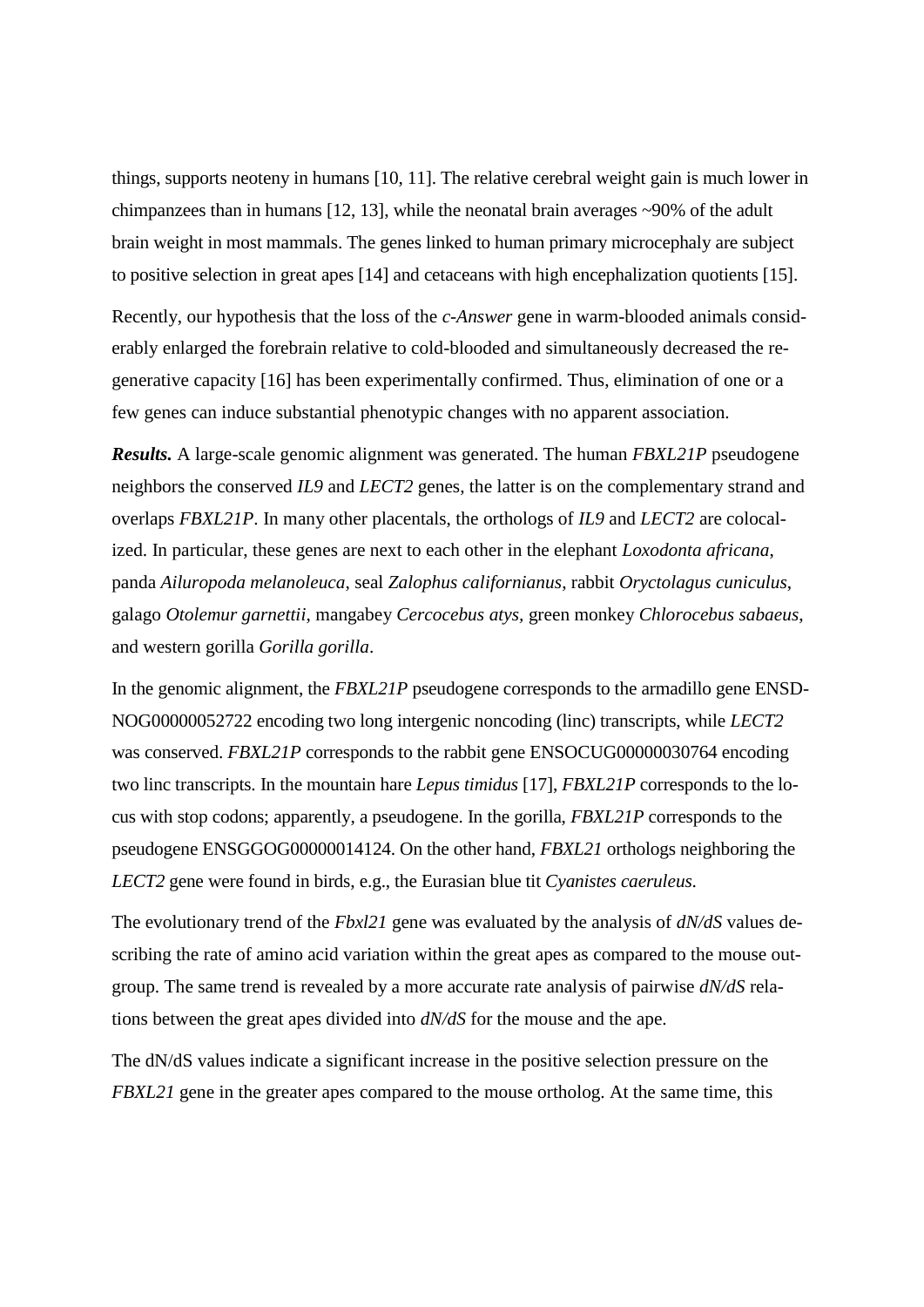things, supports neoteny in humans [10, 11]. The relative cerebral weight gain is much lower in chimpanzees than in humans [12, 13], while the neonatal brain averages ~90% of the adult brain weight in most mammals. The genes linked to human primary microcephaly are subject to positive selection in great apes [14] and cetaceans with high encephalization quotients [15].

Recently, our hypothesis that the loss of the *c-Answer* gene in warm-blooded animals considerably enlarged the forebrain relative to cold-blooded and simultaneously decreased the regenerative capacity [16] has been experimentally confirmed. Thus, elimination of one or a few genes can induce substantial phenotypic changes with no apparent association.

***Results.*** A large-scale genomic alignment was generated. The human *FBXL21P* pseudogene neighbors the conserved *IL9* and *LECT2* genes, the latter is on the complementary strand and overlaps *FBXL21P*. In many other placentals, the orthologs of *IL9* and *LECT2* are colocalized. In particular, these genes are next to each other in the elephant *Loxodonta africana*, panda *Ailuropoda melanoleuca*, seal *Zalophus californianus*, rabbit *Oryctolagus cuniculus*, galago *Otolemur garnettii*, mangabey *Cercocebus atys,* green monkey *Chlorocebus sabaeus*, and western gorilla *Gorilla gorilla*.

In the genomic alignment, the *FBXL21P* pseudogene corresponds to the armadillo gene ENSDNOG00000052722 encoding two long intergenic noncoding (linc) transcripts, while *LECT2* was conserved. *FBXL21P* corresponds to the rabbit gene ENSOCUG00000030764 encoding two linc transcripts. In the mountain hare *Lepus timidus* [17], *FBXL21P* corresponds to the locus with stop codons; apparently, a pseudogene. In the gorilla, *FBXL21P* corresponds to the pseudogene ENSGGOG00000014124. On the other hand, *FBXL21* orthologs neighboring the *LECT2* gene were found in birds, e.g., the Eurasian blue tit *Cyanistes caeruleus.*

The evolutionary trend of the *Fbxl21* gene was evaluated by the analysis of *dN/dS* values describing the rate of amino acid variation within the great apes as compared to the mouse outgroup. The same trend is revealed by a more accurate rate analysis of pairwise *dN/dS* relations between the great apes divided into *dN/dS* for the mouse and the ape.

The dN/dS values indicate a significant increase in the positive selection pressure on the *FBXL21* gene in the greater apes compared to the mouse ortholog. At the same time, this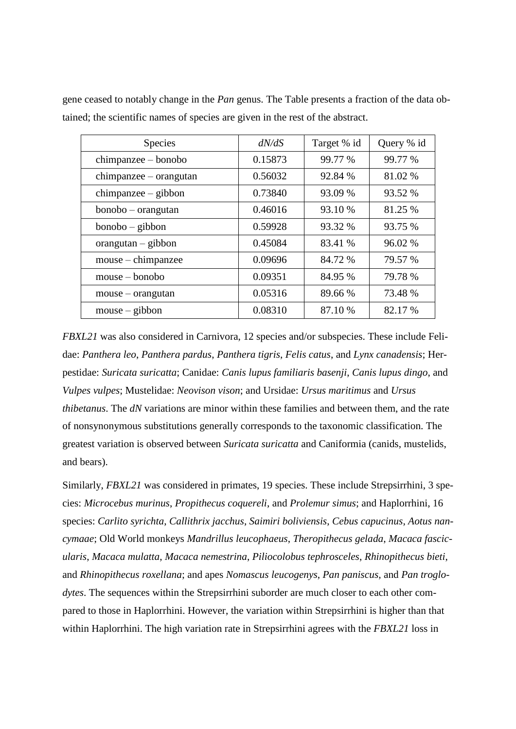gene ceased to notably change in the *Pan* genus. The Table presents a fraction of the data obtained; the scientific names of species are given in the rest of the abstract.

| Species | *dN/dS* | Target % id | Query % id |
|---|---|---|---|
| chimpanzee – bonobo | 0.15873 | 99.77 % | 99.77 % |
| chimpanzee – orangutan | 0.56032 | 92.84 % | 81.02 % |
| chimpanzee – gibbon | 0.73840 | 93.09 % | 93.52 % |
| bonobo – orangutan | 0.46016 | 93.10 % | 81.25 % |
| bonobo – gibbon | 0.59928 | 93.32 % | 93.75 % |
| orangutan – gibbon | 0.45084 | 83.41 % | 96.02 % |
| mouse – chimpanzee | 0.09696 | 84.72 % | 79.57 % |
| mouse – bonobo | 0.09351 | 84.95 % | 79.78 % |
| mouse – orangutan | 0.05316 | 89.66 % | 73.48 % |
| mouse – gibbon | 0.08310 | 87.10 % | 82.17 % |

*FBXL21* was also considered in Carnivora, 12 species and/or subspecies. These include Felidae: *Panthera leo*, *Panthera pardus*, *Panthera tigris*, *Felis catus*, and *Lynx canadensis*; Herpestidae: *Suricata suricatta*; Canidae: *Canis lupus familiaris basenji*, *Canis lupus dingo*, and *Vulpes vulpes*; Mustelidae: *Neovison vison*; and Ursidae: *Ursus maritimus* and *Ursus thibetanus*. The *dN* variations are minor within these families and between them, and the rate of nonsynonymous substitutions generally corresponds to the taxonomic classification. The greatest variation is observed between *Suricata suricatta* and Caniformia (canids, mustelids, and bears).

Similarly, *FBXL21* was considered in primates, 19 species. These include Strepsirrhini, 3 species: *Microcebus murinus*, *Propithecus coquereli*, and *Prolemur simus*; and Haplorrhini, 16 species: *Carlito syrichta*, *Callithrix jacchus*, *Saimiri boliviensis*, *Cebus capucinus*, *Aotus nancymaae*; Old World monkeys *Mandrillus leucophaeus*, *Theropithecus gelada*, *Macaca fascicularis*, *Macaca mulatta*, *Macaca nemestrina*, *Piliocolobus tephrosceles*, *Rhinopithecus bieti*, and *Rhinopithecus roxellana*; and apes *Nomascus leucogenys*, *Pan paniscus*, and *Pan troglodytes*. The sequences within the Strepsirrhini suborder are much closer to each other compared to those in Haplorrhini. However, the variation within Strepsirrhini is higher than that within Haplorrhini. The high variation rate in Strepsirrhini agrees with the *FBXL21* loss in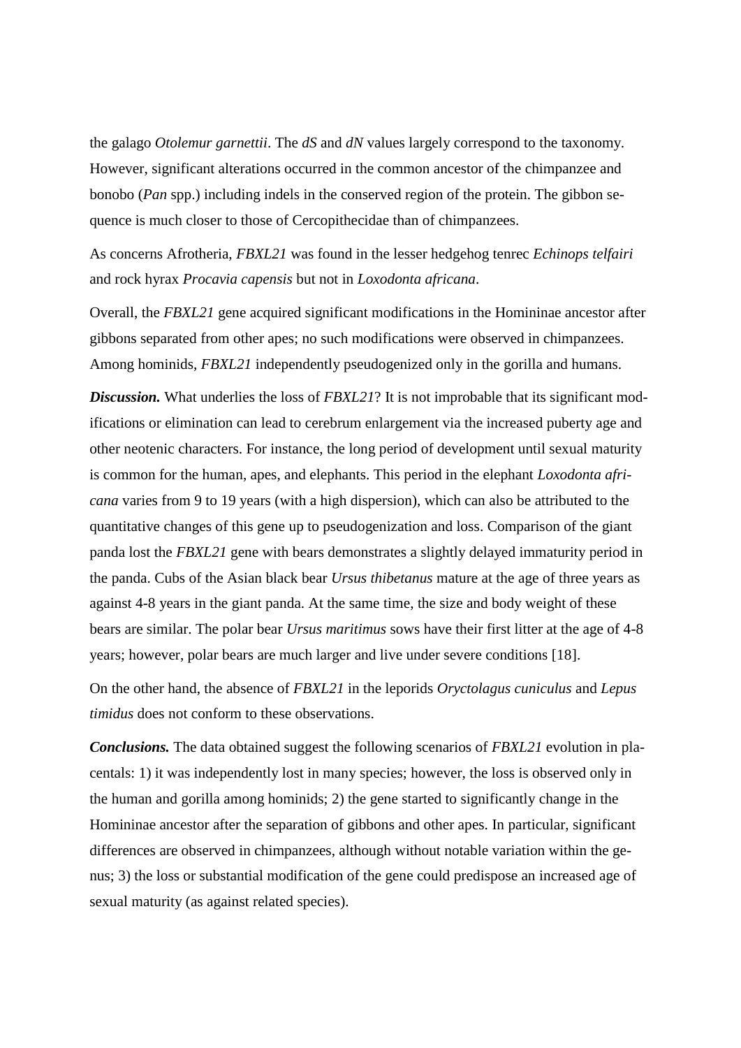the galago *Otolemur garnettii*. The *dS* and *dN* values largely correspond to the taxonomy. However, significant alterations occurred in the common ancestor of the chimpanzee and bonobo (*Pan* spp.) including indels in the conserved region of the protein. The gibbon sequence is much closer to those of Cercopithecidae than of chimpanzees.

As concerns Afrotheria, *FBXL21* was found in the lesser hedgehog tenrec *Echinops telfairi* and rock hyrax *Procavia capensis* but not in *Loxodonta africana*.

Overall, the *FBXL21* gene acquired significant modifications in the Homininae ancestor after gibbons separated from other apes; no such modifications were observed in chimpanzees. Among hominids, *FBXL21* independently pseudogenized only in the gorilla and humans.

***Discussion.*** What underlies the loss of *FBXL21*? It is not improbable that its significant modifications or elimination can lead to cerebrum enlargement via the increased puberty age and other neotenic characters. For instance, the long period of development until sexual maturity is common for the human, apes, and elephants. This period in the elephant *Loxodonta africana* varies from 9 to 19 years (with a high dispersion), which can also be attributed to the quantitative changes of this gene up to pseudogenization and loss. Comparison of the giant panda lost the *FBXL21* gene with bears demonstrates a slightly delayed immaturity period in the panda. Cubs of the Asian black bear *Ursus thibetanus* mature at the age of three years as against 4-8 years in the giant panda. At the same time, the size and body weight of these bears are similar. The polar bear *Ursus maritimus* sows have their first litter at the age of 4-8 years; however, polar bears are much larger and live under severe conditions [18].

On the other hand, the absence of *FBXL21* in the leporids *Oryctolagus cuniculus* and *Lepus timidus* does not conform to these observations.

***Conclusions.*** The data obtained suggest the following scenarios of *FBXL21* evolution in placentals: 1) it was independently lost in many species; however, the loss is observed only in the human and gorilla among hominids; 2) the gene started to significantly change in the Homininae ancestor after the separation of gibbons and other apes. In particular, significant differences are observed in chimpanzees, although without notable variation within the genus; 3) the loss or substantial modification of the gene could predispose an increased age of sexual maturity (as against related species).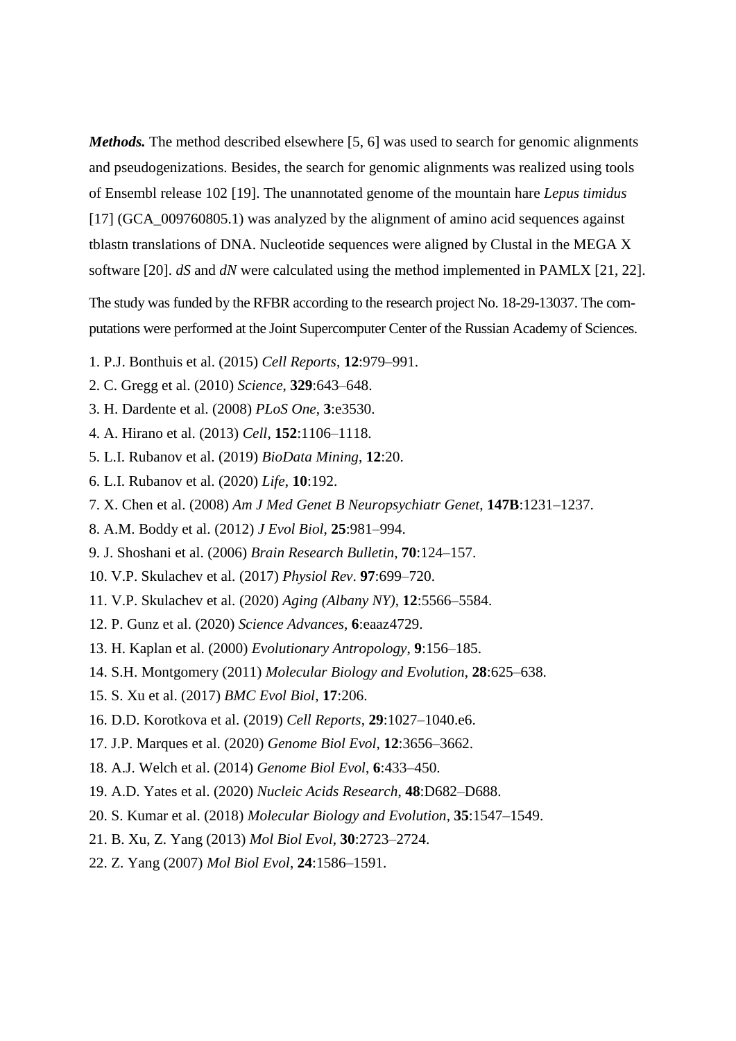***Methods.*** The method described elsewhere [5, 6] was used to search for genomic alignments and pseudogenizations. Besides, the search for genomic alignments was realized using tools of Ensembl release 102 [19]. The unannotated genome of the mountain hare *Lepus timidus* [17] (GCA_009760805.1) was analyzed by the alignment of amino acid sequences against tblastn translations of DNA. Nucleotide sequences were aligned by Clustal in the MEGA X software [20]. *dS* and *dN* were calculated using the method implemented in PAMLX [21, 22].

The study was funded by the RFBR according to the research project No. 18-29-13037. The computations were performed at the Joint Supercomputer Center of the Russian Academy of Sciences.

1. P.J. Bonthuis et al. (2015) *Cell Reports*, **12**:979–991.
2. C. Gregg et al. (2010) *Science*, **329**:643–648.
3. H. Dardente et al. (2008) *PLoS One*, **3**:e3530.
4. A. Hirano et al. (2013) *Cell*, **152**:1106–1118.
5. L.I. Rubanov et al. (2019) *BioData Mining*, **12**:20.
6. L.I. Rubanov et al. (2020) *Life*, **10**:192.
7. X. Chen et al. (2008) *Am J Med Genet B Neuropsychiatr Genet*, **147B**:1231–1237.
8. A.M. Boddy et al. (2012) *J Evol Biol*, **25**:981–994.
9. J. Shoshani et al. (2006) *Brain Research Bulletin*, **70**:124–157.
10. V.P. Skulachev et al. (2017) *Physiol Rev*. **97**:699–720.
11. V.P. Skulachev et al. (2020) *Aging (Albany NY)*, **12**:5566–5584.
12. P. Gunz et al. (2020) *Science Advances*, **6**:eaaz4729.
13. H. Kaplan et al. (2000) *Evolutionary Antropology*, **9**:156–185.
14. S.H. Montgomery (2011) *Molecular Biology and Evolution*, **28**:625–638.
15. S. Xu et al. (2017) *BMC Evol Biol*, **17**:206.
16. D.D. Korotkova et al. (2019) *Cell Reports*, **29**:1027–1040.e6.
17. J.P. Marques et al. (2020) *Genome Biol Evol*, **12**:3656–3662.
18. A.J. Welch et al. (2014) *Genome Biol Evol*, **6**:433–450.
19. A.D. Yates et al. (2020) *Nucleic Acids Research*, **48**:D682–D688.
20. S. Kumar et al. (2018) *Molecular Biology and Evolution*, **35**:1547–1549.
21. B. Xu, Z. Yang (2013) *Mol Biol Evol*, **30**:2723–2724.
22. Z. Yang (2007) *Mol Biol Evol*, **24**:1586–1591.